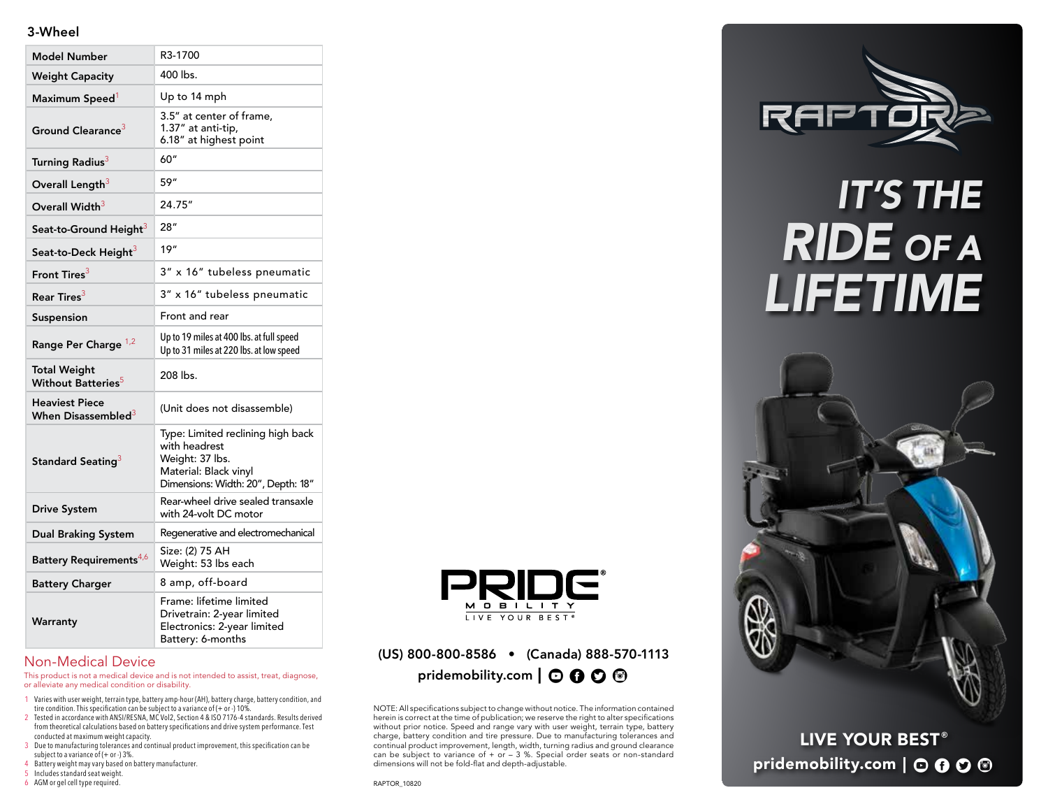## 3-Wheel

| Model Number | R3-1700 |
|---|---|
| Weight Capacity | 400 lbs. |
| Maximum Speed[1] | Up to 14 mph |
| Ground Clearance[3] | 3.5" at center of frame, 1.37" at anti-tip, 6.18" at highest point |
| Turning Radius[3] | 60" |
| Overall Length[3] | 59" |
| Overall Width[3] | 24.75" |
| Seat-to-Ground Height[3] | 28" |
| Seat-to-Deck Height[3] | 19" |
| Front Tires[3] | 3" x 16" tubeless pneumatic |
| Rear Tires[3] | 3" x 16" tubeless pneumatic |
| Suspension | Front and rear |
| Range Per Charge[1,2] | Up to 19 miles at 400 lbs. at full speed<br>Up to 31 miles at 220 lbs. at low speed |
| Total Weight Without Batteries[5] | 208 lbs. |
| Heaviest Piece When Disassembled[3] | (Unit does not disassemble) |
| Standard Seating[3] | Type: Limited reclining high back with headrest<br>Weight: 37 lbs.<br>Material: Black vinyl<br>Dimensions: Width: 20", Depth: 18" |
| Drive System | Rear-wheel drive sealed transaxle with 24-volt DC motor |
| Dual Braking System | Regenerative and electromechanical |
| Battery Requirements[4,6] | Size: (2) 75 AH<br>Weight: 53 lbs each |
| Battery Charger | 8 amp, off-board |
| Warranty | Frame: lifetime limited<br>Drivetrain: 2-year limited<br>Electronics: 2-year limited<br>Battery: 6-months |

### Non-Medical Device

This product is not a medical device and is not intended to assist, treat, diagnose, or alleviate any medical condition or disability.

1. Varies with user weight, terrain type, battery amp-hour (AH), battery charge, battery condition, and tire condition. This specification can be subject to a variance of (+ or -) 10%.
2. Tested in accordance with ANSI/RESNA, MC Vol2, Section 4 & ISO 7176-4 standards. Results derived from theoretical calculations based on battery specifications and drive system performance. Test conducted at maximum weight capacity.
3. Due to manufacturing tolerances and continual product improvement, this specification can be subject to a variance of (+ or -) 3%.
4. Battery weight may vary based on battery manufacturer.
5. Includes standard seat weight.
6. AGM or gel cell type required.

PRIDE® MOBILITY
LIVE YOUR BEST®

(US) 800-800-8586 • (Canada) 888-570-1113

pridemobility.com |

NOTE: All specifications subject to change without notice. The information contained herein is correct at the time of publication; we reserve the right to alter specifications without prior notice. Speed and range vary with user weight, terrain type, battery charge, battery condition and tire pressure. Due to manufacturing tolerances and continual product improvement, length, width, turning radius and ground clearance can be subject to variance of + or – 3 %. Special order seats or non-standard dimensions will not be fold-flat and depth-adjustable.

RAPTOR_10820

# RAPTOR

# IT'S THE RIDE OF A LIFETIME

LIVE YOUR BEST®

pridemobility.com |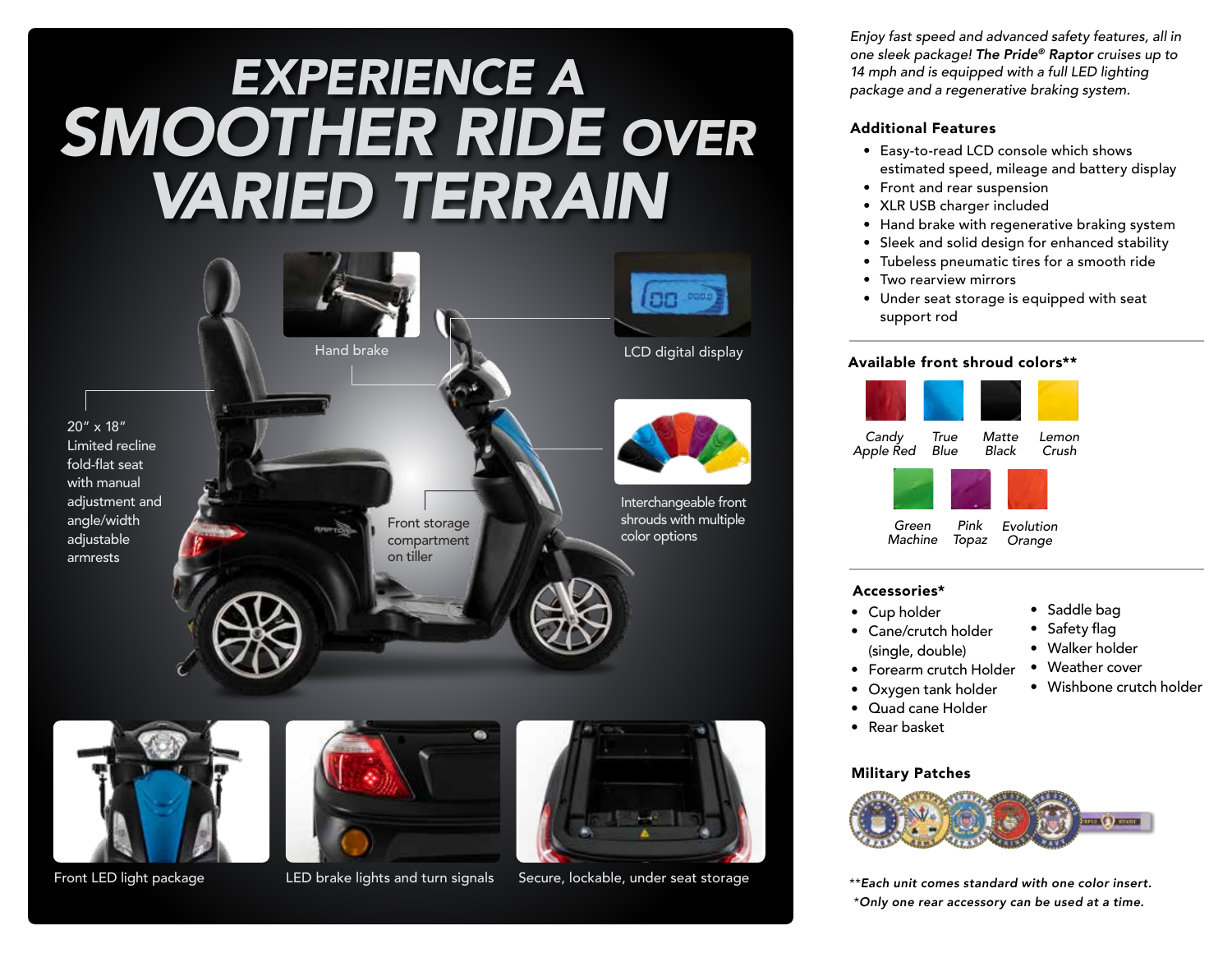# *EXPERIENCE A SMOOTHER RIDE OVER VARIED TERRAIN*

Hand brake

LCD digital display

20″ x 18″ Limited recline fold-flat seat with manual adjustment and angle/width adjustable armrests

Front storage compartment on tiller

Interchangeable front shrouds with multiple color options

Front LED light package

LED brake lights and turn signals

Secure, lockable, under seat storage

*Enjoy fast speed and advanced safety features, all in one sleek package! **The Pride® Raptor** cruises up to 14 mph and is equipped with a full LED lighting package and a regenerative braking system.*

### Additional Features

- Easy-to-read LCD console which shows estimated speed, mileage and battery display
- Front and rear suspension
- XLR USB charger included
- Hand brake with regenerative braking system
- Sleek and solid design for enhanced stability
- Tubeless pneumatic tires for a smooth ride
- Two rearview mirrors
- Under seat storage is equipped with seat support rod

### Available front shroud colors**

*Candy Apple Red*

*True Blue*

*Matte Black*

*Lemon Crush*

*Green Machine*

*Pink Topaz*

*Evolution Orange*

### Accessories*

- Cup holder
- Cane/crutch holder (single, double)
- Forearm crutch Holder
- Oxygen tank holder
- Quad cane Holder
- Rear basket
- Saddle bag
- Safety flag
- Walker holder
- Weather cover
- Wishbone crutch holder

### Military Patches

*\*\*Each unit comes standard with one color insert.*

*\*Only one rear accessory can be used at a time.*